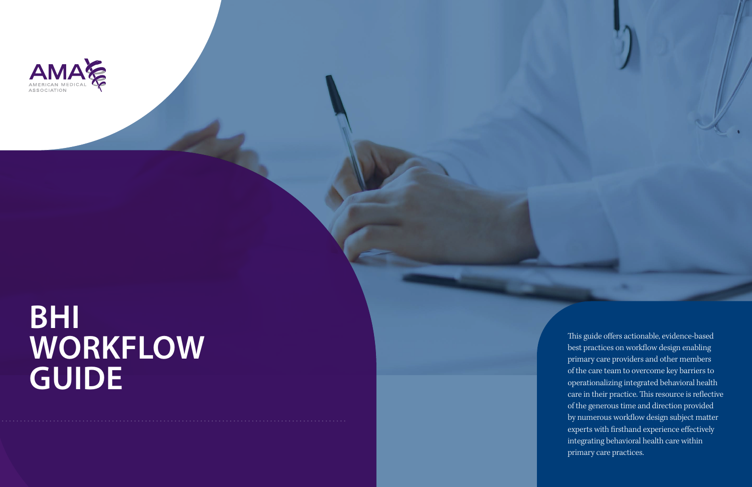AMA
AMERICAN MEDICAL ASSOCIATION

# BHI WORKFLOW GUIDE

This guide offers actionable, evidence-based best practices on workflow design enabling primary care providers and other members of the care team to overcome key barriers to operationalizing integrated behavioral health care in their practice. This resource is reflective of the generous time and direction provided by numerous workflow design subject matter experts with firsthand experience effectively integrating behavioral health care within primary care practices.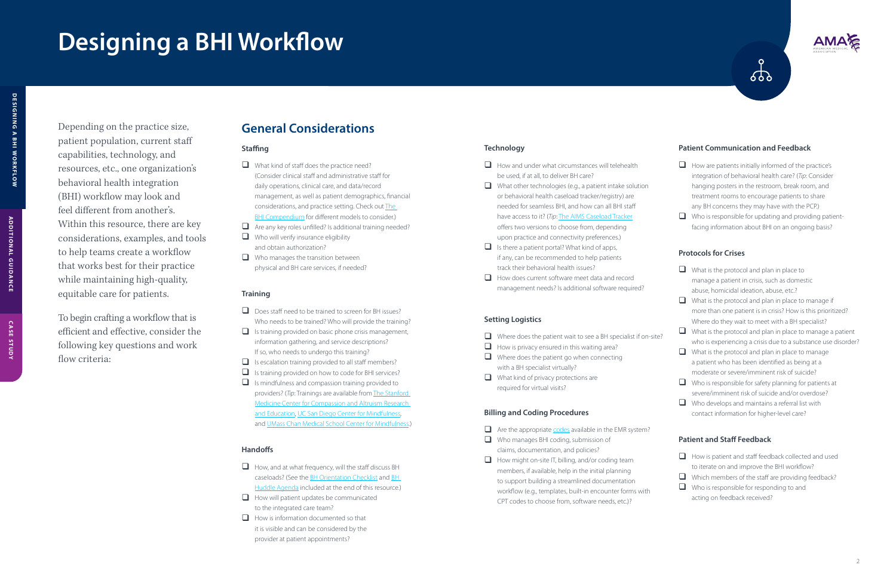# Designing a BHI Workflow

Depending on the practice size, patient population, current staff capabilities, technology, and resources, etc., one organization's behavioral health integration (BHI) workflow may look and feel different from another's. Within this resource, there are key considerations, examples, and tools to help teams create a workflow that works best for their practice while maintaining high-quality, equitable care for patients.

To begin crafting a workflow that is efficient and effective, consider the following key questions and work flow criteria:

## General Considerations

### Staffing

- ❑ What kind of staff does the practice need? (Consider clinical staff and administrative staff for daily operations, clinical care, and data/record management, as well as patient demographics, financial considerations, and practice setting. Check out The BHI Compendium for different models to consider.)
- ❑ Are any key roles unfilled? Is additional training needed?
- ❑ Who will verify insurance eligibility and obtain authorization?
- ❑ Who manages the transition between physical and BH care services, if needed?

### Training

- ❑ Does staff need to be trained to screen for BH issues? Who needs to be trained? Who will provide the training?
- ❑ Is training provided on basic phone crisis management, information gathering, and service descriptions? If so, who needs to undergo this training?
- ❑ Is escalation training provided to all staff members?
- ❑ Is training provided on how to code for BHI services?
- ❑ Is mindfulness and compassion training provided to providers? (*Tip*: Trainings are available from The Stanford Medicine Center for Compassion and Altruism Research and Education, UC San Diego Center for Mindfulness, and UMass Chan Medical School Center for Mindfulness.)

### Handoffs

- ❑ How, and at what frequency, will the staff discuss BH caseloads? (See the BH Orientation Checklist and BH Huddle Agenda included at the end of this resource.)
- ❑ How will patient updates be communicated to the integrated care team?
- ❑ How is information documented so that it is visible and can be considered by the provider at patient appointments?

### Technology

- ❑ How and under what circumstances will telehealth be used, if at all, to deliver BH care?
- ❑ What other technologies (e.g., a patient intake solution or behavioral health caseload tracker/registry) are needed for seamless BHI, and how can all BHI staff have access to it? (*Tip*: The AIMS Caseload Tracker offers two versions to choose from, depending upon practice and connectivity preferences.)
- ❑ Is there a patient portal? What kind of apps, if any, can be recommended to help patients track their behavioral health issues?
- ❑ How does current software meet data and record management needs? Is additional software required?

### Setting Logistics

- ❑ Where does the patient wait to see a BH specialist if on-site?
- ❑ How is privacy ensured in this waiting area?
- ❑ Where does the patient go when connecting with a BH specialist virtually?
- ❑ What kind of privacy protections are required for virtual visits?

### Billing and Coding Procedures

- ❑ Are the appropriate codes available in the EMR system?
- ❑ Who manages BHI coding, submission of claims, documentation, and policies?
- ❑ How might on-site IT, billing, and/or coding team members, if available, help in the initial planning to support building a streamlined documentation workflow (e.g., templates, built-in encounter forms with CPT codes to choose from, software needs, etc.)?

### Patient Communication and Feedback

- ❑ How are patients initially informed of the practice's integration of behavioral health care? (*Tip*: Consider hanging posters in the restroom, break room, and treatment rooms to encourage patients to share any BH concerns they may have with the PCP.)
- ❑ Who is responsible for updating and providing patient-facing information about BHI on an ongoing basis?

### Protocols for Crises

- ❑ What is the protocol and plan in place to manage a patient in crisis, such as domestic abuse, homicidal ideation, abuse, etc.?
- ❑ What is the protocol and plan in place to manage if more than one patient is in crisis? How is this prioritized? Where do they wait to meet with a BH specialist?
- ❑ What is the protocol and plan in place to manage a patient who is experiencing a crisis due to a substance use disorder?
- ❑ What is the protocol and plan in place to manage a patient who has been identified as being at a moderate or severe/imminent risk of suicide?
- ❑ Who is responsible for safety planning for patients at severe/imminent risk of suicide and/or overdose?
- ❑ Who develops and maintains a referral list with contact information for higher-level care?

### Patient and Staff Feedback

- ❑ How is patient and staff feedback collected and used to iterate on and improve the BHI workflow?
- ❑ Which members of the staff are providing feedback?
- ❑ Who is responsible for responding to and acting on feedback received?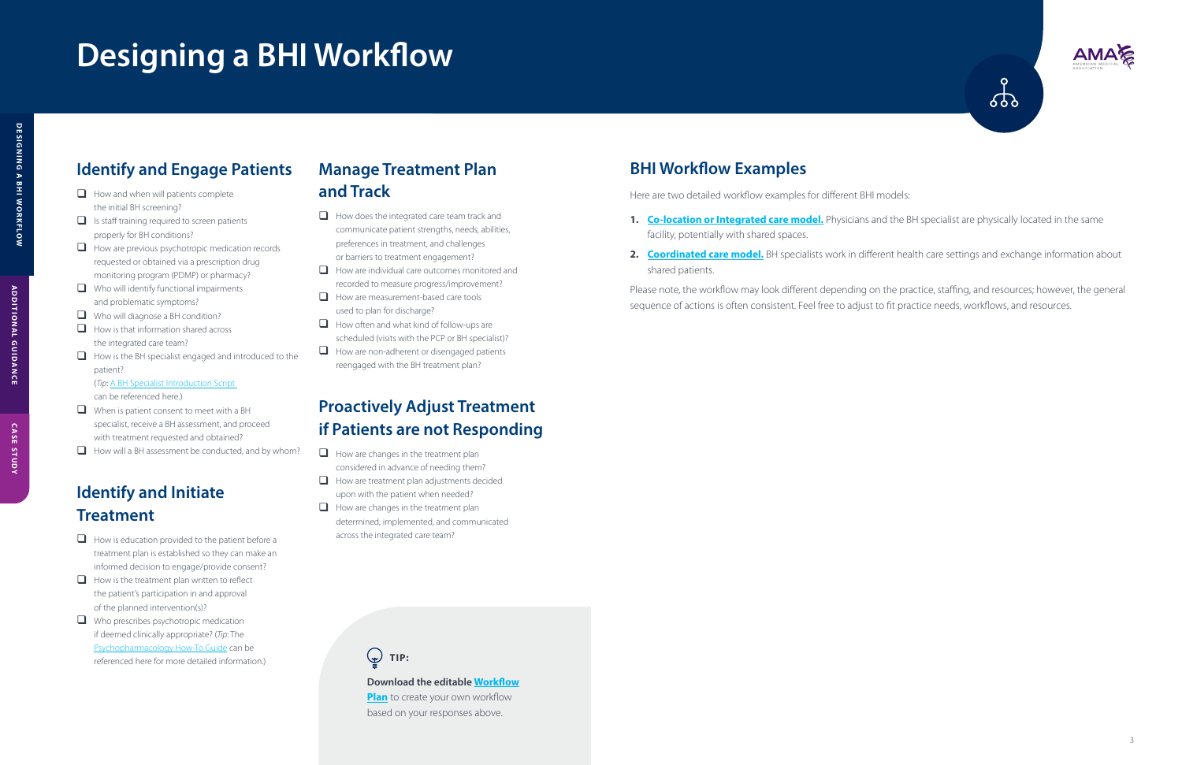# Designing a BHI Workflow

## Identify and Engage Patients

- ❑ How and when will patients complete the initial BH screening?
- ❑ Is staff training required to screen patients properly for BH conditions?
- ❑ How are previous psychotropic medication records requested or obtained via a prescription drug monitoring program (PDMP) or pharmacy?
- ❑ Who will identify functional impairments and problematic symptoms?
- ❑ Who will diagnose a BH condition?
- ❑ How is that information shared across the integrated care team?
- ❑ How is the BH specialist engaged and introduced to the patient?
  (*Tip:* A BH Specialist Introduction Script can be referenced here.)
- ❑ When is patient consent to meet with a BH specialist, receive a BH assessment, and proceed with treatment requested and obtained?
- ❑ How will a BH assessment be conducted, and by whom?

## Identify and Initiate Treatment

- ❑ How is education provided to the patient before a treatment plan is established so they can make an informed decision to engage/provide consent?
- ❑ How is the treatment plan written to reflect the patient's participation in and approval of the planned intervention(s)?
- ❑ Who prescribes psychotropic medication if deemed clinically appropriate? (*Tip:* The Psychopharmacology How-To Guide can be referenced here for more detailed information.)

## Manage Treatment Plan and Track

- ❑ How does the integrated care team track and communicate patient strengths, needs, abilities, preferences in treatment, and challenges or barriers to treatment engagement?
- ❑ How are individual care outcomes monitored and recorded to measure progress/improvement?
- ❑ How are measurement-based care tools used to plan for discharge?
- ❑ How often and what kind of follow-ups are scheduled (visits with the PCP or BH specialist)?
- ❑ How are non-adherent or disengaged patients reengaged with the BH treatment plan?

## Proactively Adjust Treatment if Patients are not Responding

- ❑ How are changes in the treatment plan considered in advance of needing them?
- ❑ How are treatment plan adjustments decided upon with the patient when needed?
- ❑ How are changes in the treatment plan determined, implemented, and communicated across the integrated care team?

**TIP:**

**Download the editable Workflow Plan** to create your own workflow based on your responses above.

## BHI Workflow Examples

Here are two detailed workflow examples for different BHI models:

1. **Co-location or Integrated care model.** Physicians and the BH specialist are physically located in the same facility, potentially with shared spaces.
2. **Coordinated care model.** BH specialists work in different health care settings and exchange information about shared patients.

Please note, the workflow may look different depending on the practice, staffing, and resources; however, the general sequence of actions is often consistent. Feel free to adjust to fit practice needs, workflows, and resources.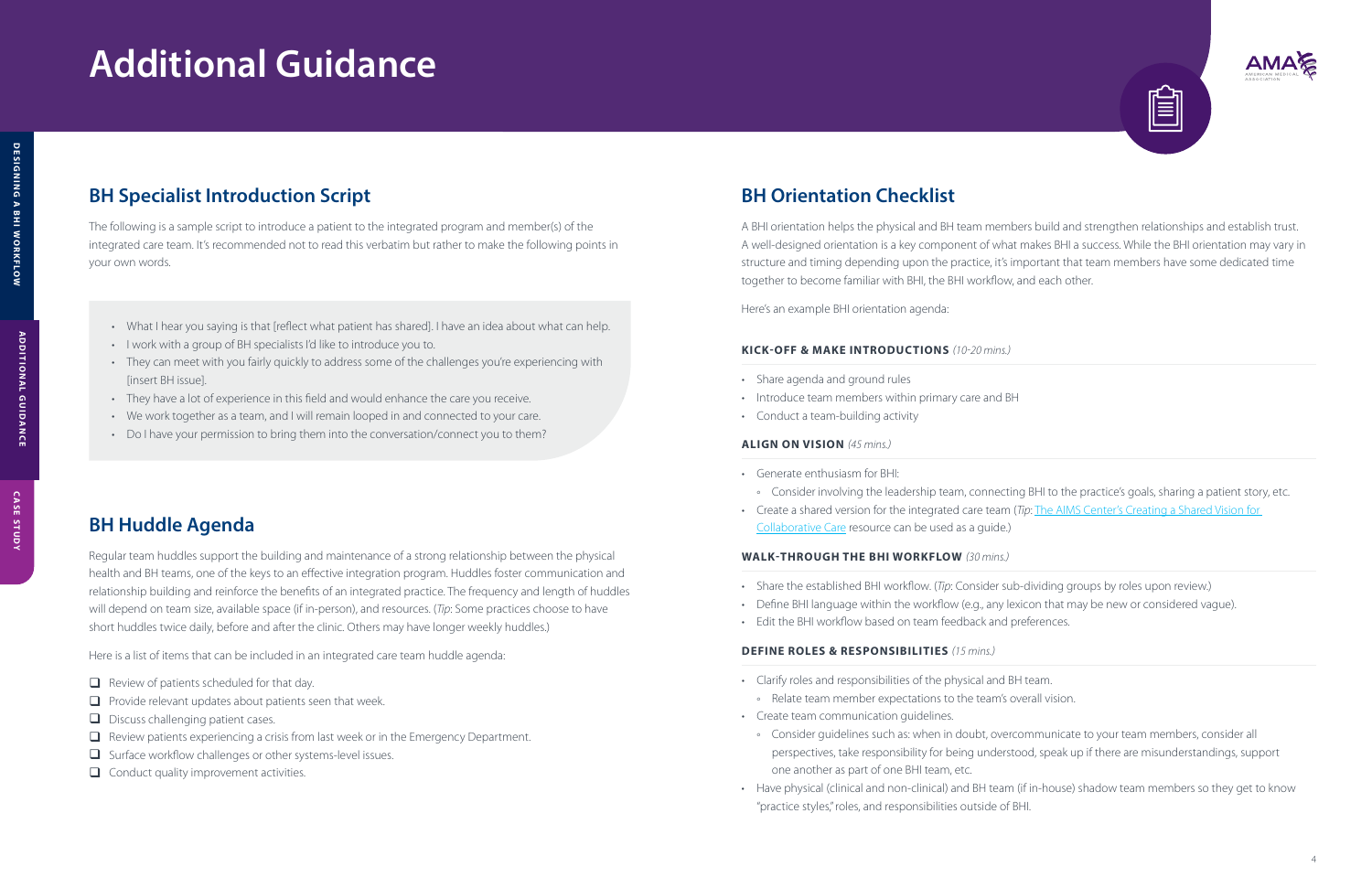# Additional Guidance

## BH Specialist Introduction Script

The following is a sample script to introduce a patient to the integrated program and member(s) of the integrated care team. It's recommended not to read this verbatim but rather to make the following points in your own words.

- What I hear you saying is that [reflect what patient has shared]. I have an idea about what can help.
- I work with a group of BH specialists I'd like to introduce you to.
- They can meet with you fairly quickly to address some of the challenges you're experiencing with [insert BH issue].
- They have a lot of experience in this field and would enhance the care you receive.
- We work together as a team, and I will remain looped in and connected to your care.
- Do I have your permission to bring them into the conversation/connect you to them?

## BH Huddle Agenda

Regular team huddles support the building and maintenance of a strong relationship between the physical health and BH teams, one of the keys to an effective integration program. Huddles foster communication and relationship building and reinforce the benefits of an integrated practice. The frequency and length of huddles will depend on team size, available space (if in-person), and resources. (*Tip*: Some practices choose to have short huddles twice daily, before and after the clinic. Others may have longer weekly huddles.)

Here is a list of items that can be included in an integrated care team huddle agenda:

- [ ] Review of patients scheduled for that day.
- [ ] Provide relevant updates about patients seen that week.
- [ ] Discuss challenging patient cases.
- [ ] Review patients experiencing a crisis from last week or in the Emergency Department.
- [ ] Surface workflow challenges or other systems-level issues.
- [ ] Conduct quality improvement activities.

## BH Orientation Checklist

A BHI orientation helps the physical and BH team members build and strengthen relationships and establish trust. A well-designed orientation is a key component of what makes BHI a success. While the BHI orientation may vary in structure and timing depending upon the practice, it's important that team members have some dedicated time together to become familiar with BHI, the BHI workflow, and each other.

Here's an example BHI orientation agenda:

#### KICK-OFF & MAKE INTRODUCTIONS *(10-20 mins.)*

- Share agenda and ground rules
- Introduce team members within primary care and BH
- Conduct a team-building activity

#### ALIGN ON VISION *(45 mins.)*

- Generate enthusiasm for BHI:
  - Consider involving the leadership team, connecting BHI to the practice's goals, sharing a patient story, etc.
- Create a shared version for the integrated care team (*Tip*: The AIMS Center's Creating a Shared Vision for Collaborative Care resource can be used as a guide.)

#### WALK-THROUGH THE BHI WORKFLOW *(30 mins.)*

- Share the established BHI workflow. (*Tip*: Consider sub-dividing groups by roles upon review.)
- Define BHI language within the workflow (e.g., any lexicon that may be new or considered vague).
- Edit the BHI workflow based on team feedback and preferences.

#### DEFINE ROLES & RESPONSIBILITIES *(15 mins.)*

- Clarify roles and responsibilities of the physical and BH team.
  - Relate team member expectations to the team's overall vision.
- Create team communication guidelines.
  - Consider guidelines such as: when in doubt, overcommunicate to your team members, consider all perspectives, take responsibility for being understood, speak up if there are misunderstandings, support one another as part of one BHI team, etc.
- Have physical (clinical and non-clinical) and BH team (if in-house) shadow team members so they get to know "practice styles," roles, and responsibilities outside of BHI.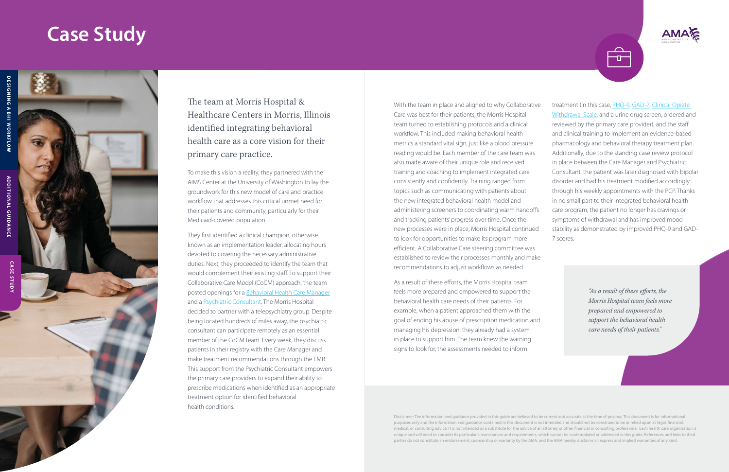# Case Study

The team at Morris Hospital & Healthcare Centers in Morris, Illinois identified integrating behavioral health care as a core vision for their primary care practice.

To make this vision a reality, they partnered with the AIMS Center at the University of Washington to lay the groundwork for this new model of care and practice workflow that addresses this critical unmet need for their patients and community, particularly for their Medicaid-covered population.

They first identified a clinical champion, otherwise known as an implementation leader, allocating hours devoted to covering the necessary administrative duties. Next, they proceeded to identify the team that would complement their existing staff. To support their Collaborative Care Model (CoCM) approach, the team posted openings for a Behavioral Health Care Manager and a Psychiatric Consultant. The Morris Hospital decided to partner with a telepsychiatry group. Despite being located hundreds of miles away, the psychiatric consultant can participate remotely as an essential member of the CoCM team. Every week, they discuss patients in their registry with the Care Manager and make treatment recommendations through the EMR. This support from the Psychiatric Consultant empowers the primary care providers to expand their ability to prescribe medications when identified as an appropriate treatment option for identified behavioral health conditions.

With the team in place and aligned to why Collaborative Care was best for their patients, the Morris Hospital team turned to establishing protocols and a clinical workflow. This included making behavioral health metrics a standard vital sign, just like a blood pressure reading would be. Each member of the care team was also made aware of their unique role and received training and coaching to implement integrated care consistently and confidently. Training ranged from topics such as communicating with patients about the new integrated behavioral health model and administering screeners to coordinating warm handoffs and tracking patients' progress over time. Once the new processes were in place, Morris Hospital continued to look for opportunities to make its program more efficient. A Collaborative Care steering committee was established to review their processes monthly and make recommendations to adjust workflows as needed.

As a result of these efforts, the Morris Hospital team feels more prepared and empowered to support the behavioral health care needs of their patients. For example, when a patient approached them with the goal of ending his abuse of prescription medication and managing his depression, they already had a system in place to support him. The team knew the warning signs to look for, the assessments needed to inform treatment (in this case, PHQ-9, GAD-7, Clinical Opiate Withdrawal Scale, and a urine drug screen, ordered and reviewed by the primary care provider), and the staff and clinical training to implement an evidence-based pharmacology and behavioral therapy treatment plan. Additionally, due to the standing case review protocol in place between the Care Manager and Psychiatric Consultant, the patient was later diagnosed with bipolar disorder and had his treatment modified accordingly through his weekly appointments with the PCP. Thanks in no small part to their integrated behavioral health care program, the patient no longer has cravings or symptoms of withdrawal and has improved mood stability as demonstrated by improved PHQ-9 and GAD-7 scores.

> *"As a result of these efforts, the Morris Hospital team feels more prepared and empowered to support the behavioral health care needs of their patients."*

Disclaimer: The information and guidance provided in this guide are believed to be current and accurate at the time of posting. This document is for informational purposes only and the information and guidance contained in this document is not intended and should not be construed to be or relied upon as legal, financial, medical, or consulting advice. It is not intended as a substitute for the advice of an attorney or other financial or consulting professional. Each health care organization is unique and will need to consider its particular circumstances and requirements, which cannot be contemplated or addressed in this guide. References and links to third parties do not constitute an endorsement, sponsorship or warranty by the AMA, and the AMA hereby disclaims all express and implied warranties of any kind.